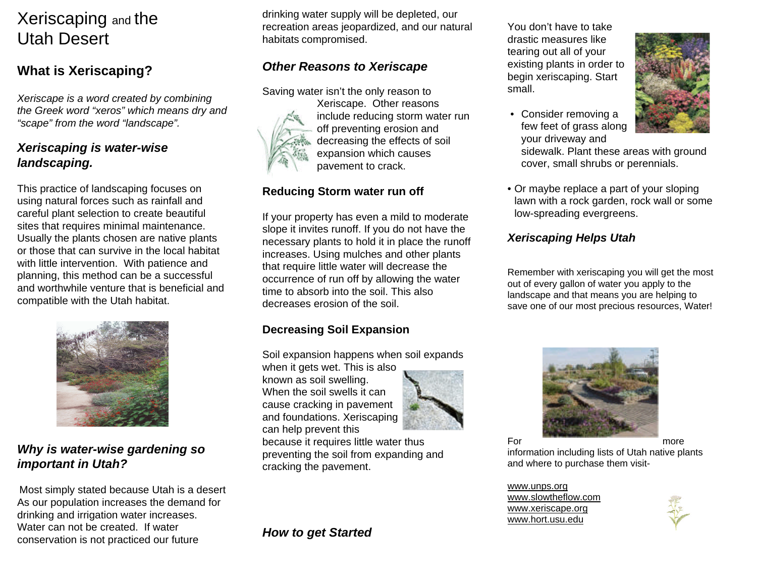# Xeriscaping and the Utah Desert

## What is Xeriscaping?

*Xeriscape is a word created by combining the Greek word "xeros" which means dry and "scape" from the word "landscape".*

### *Xeriscaping is water-wise landscaping.*

This practice of landscaping focuses on using natural forces such as rainfall and careful plant selection to create beautiful sites that requires minimal maintenance. Usually the plants chosen are native plants or those that can survive in the local habitat with little intervention. With patience and planning, this method can be a successful and worthwhile venture that is beneficial and compatible with the Utah habitat.

### *Why is water-wise gardening so important in Utah?*

Most simply stated because Utah is a desert As our population increases the demand for drinking and irrigation water increases. Water can not be created. If water conservation is not practiced our future drinking water supply will be depleted, our recreation areas jeopardized, and our natural habitats compromised.

### *Other Reasons to Xeriscape*

Saving water isn't the only reason to Xeriscape. Other reasons include reducing storm water run off preventing erosion and decreasing the effects of soil expansion which causes pavement to crack.

### Reducing Storm water run off

If your property has even a mild to moderate slope it invites runoff. If you do not have the necessary plants to hold it in place the runoff increases. Using mulches and other plants that require little water will decrease the occurrence of run off by allowing the water time to absorb into the soil. This also decreases erosion of the soil.

### Decreasing Soil Expansion

Soil expansion happens when soil expands when it gets wet. This is also known as soil swelling. When the soil swells it can cause cracking in pavement and foundations. Xeriscaping can help prevent this because it requires little water thus preventing the soil from expanding and cracking the pavement.

### *How to get Started*

You don't have to take drastic measures like tearing out all of your existing plants in order to begin xeriscaping. Start small.

- Consider removing a few feet of grass along your driveway and sidewalk. Plant these areas with ground cover, small shrubs or perennials.
- Or maybe replace a part of your sloping lawn with a rock garden, rock wall or some low-spreading evergreens.

### *Xeriscaping Helps Utah*

Remember with xeriscaping you will get the most out of every gallon of water you apply to the landscape and that means you are helping to save one of our most precious resources, Water!

For more information including lists of Utah native plants and where to purchase them visit-

www.unps.org
www.slowtheflow.com
www.xeriscape.org
www.hort.usu.edu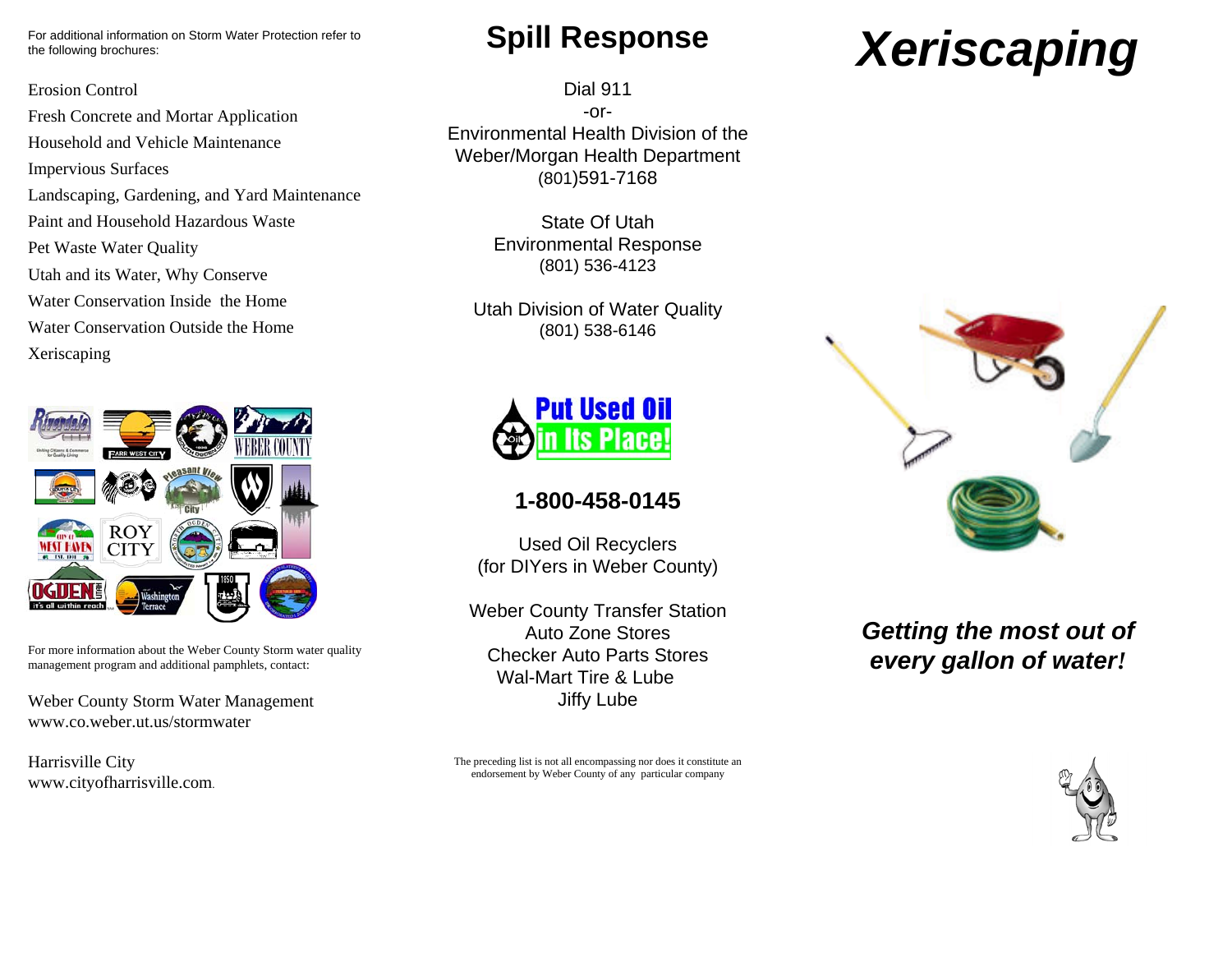For additional information on Storm Water Protection refer to the following brochures:

Erosion Control
Fresh Concrete and Mortar Application
Household and Vehicle Maintenance
Impervious Surfaces
Landscaping, Gardening, and Yard Maintenance
Paint and Household Hazardous Waste
Pet Waste Water Quality
Utah and its Water, Why Conserve
Water Conservation Inside the Home
Water Conservation Outside the Home
Xeriscaping

For more information about the Weber County Storm water quality management program and additional pamphlets, contact:

Weber County Storm Water Management
www.co.weber.ut.us/stormwater

Harrisville City
www.cityofharrisville.com.

# Spill Response

Dial 911
-or-
Environmental Health Division of the Weber/Morgan Health Department
(801)591-7168

State Of Utah
Environmental Response
(801) 536-4123

Utah Division of Water Quality
(801) 538-6146

Put Used Oil in Its Place!

**1-800-458-0145**

Used Oil Recyclers
(for DIYers in Weber County)

Weber County Transfer Station
Auto Zone Stores
Checker Auto Parts Stores
Wal-Mart Tire & Lube
Jiffy Lube

The preceding list is not all encompassing nor does it constitute an endorsement by Weber County of any particular company

# *Xeriscaping*

***Getting the most out of every gallon of water!***